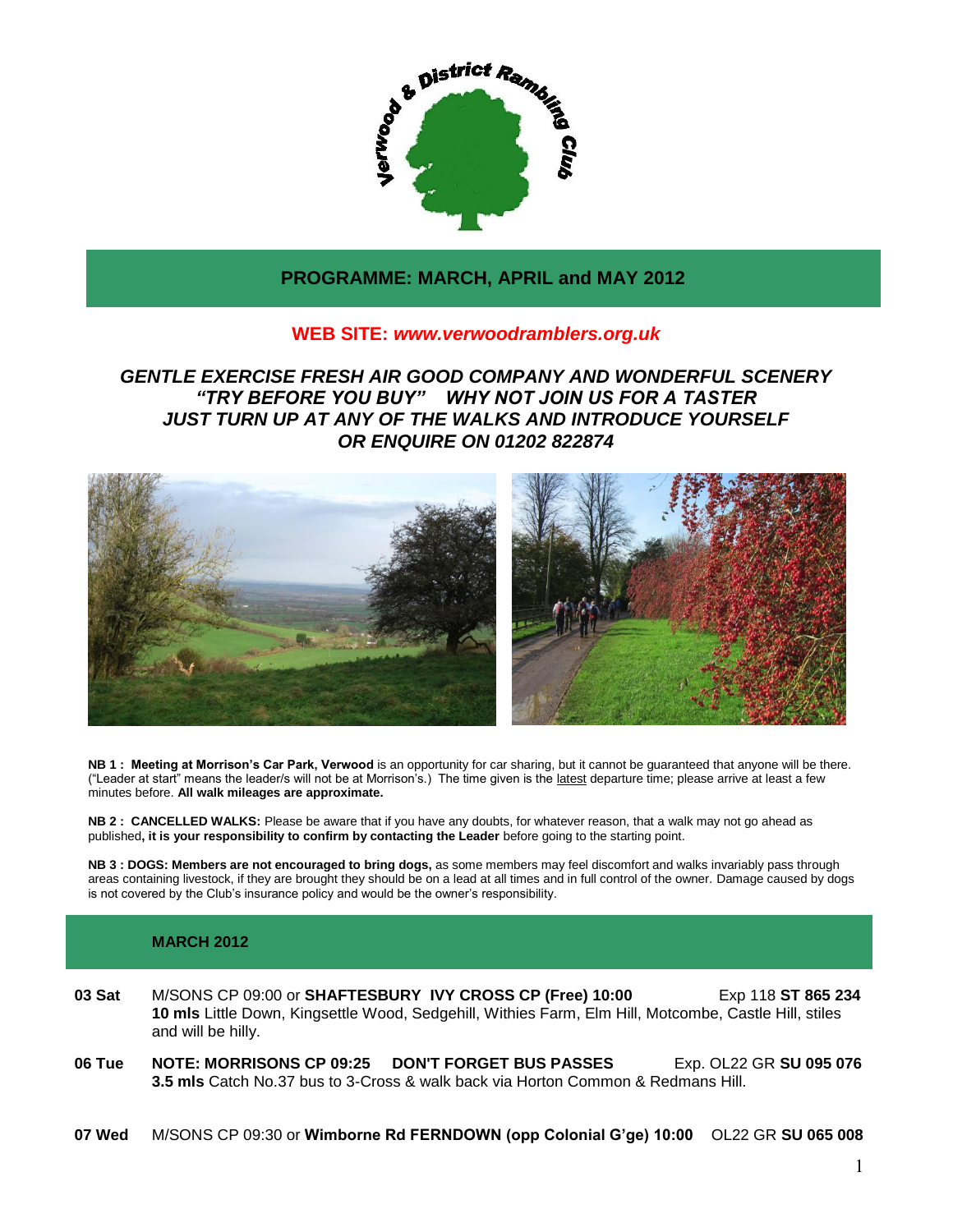Verwood & District Rambling Club

## PROGRAMME: MARCH, APRIL and MAY 2012

**WEB SITE:** ***www.verwoodramblers.org.uk***

***GENTLE EXERCISE FRESH AIR GOOD COMPANY AND WONDERFUL SCENERY***
***"TRY BEFORE YOU BUY" WHY NOT JOIN US FOR A TASTER***
***JUST TURN UP AT ANY OF THE WALKS AND INTRODUCE YOURSELF***
***OR ENQUIRE ON 01202 822874***

**NB 1 : Meeting at Morrison's Car Park, Verwood** is an opportunity for car sharing, but it cannot be guaranteed that anyone will be there. ("Leader at start" means the leader/s will not be at Morrison's.) The time given is the latest departure time; please arrive at least a few minutes before. **All walk mileages are approximate.**

**NB 2 : CANCELLED WALKS:** Please be aware that if you have any doubts, for whatever reason, that a walk may not go ahead as published**, it is your responsibility to confirm by contacting the Leader** before going to the starting point.

**NB 3 : DOGS: Members are not encouraged to bring dogs,** as some members may feel discomfort and walks invariably pass through areas containing livestock, if they are brought they should be on a lead at all times and in full control of the owner. Damage caused by dogs is not covered by the Club's insurance policy and would be the owner's responsibility.

## MARCH 2012

**03 Sat** M/SONS CP 09:00 or **SHAFTESBURY IVY CROSS CP (Free) 10:00** Exp 118 **ST 865 234**
**10 mls** Little Down, Kingsettle Wood, Sedgehill, Withies Farm, Elm Hill, Motcombe, Castle Hill, stiles and will be hilly.

**06 Tue** **NOTE: MORRISONS CP 09:25 DON'T FORGET BUS PASSES** Exp. OL22 GR **SU 095 076**
**3.5 mls** Catch No.37 bus to 3-Cross & walk back via Horton Common & Redmans Hill.

**07 Wed** M/SONS CP 09:30 or **Wimborne Rd FERNDOWN (opp Colonial G'ge) 10:00** OL22 GR **SU 065 008**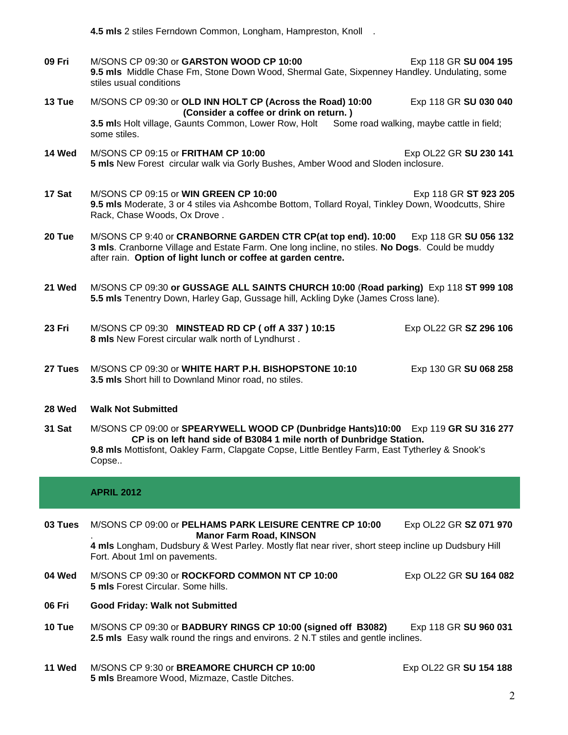**4.5 mls** 2 stiles Ferndown Common, Longham, Hampreston, Knoll .

**09 Fri** M/SONS CP 09:30 or **GARSTON WOOD CP 10:00** Exp 118 GR **SU 004 195**
**9.5 mls** Middle Chase Fm, Stone Down Wood, Shermal Gate, Sixpenney Handley. Undulating, some stiles usual conditions

**13 Tue** M/SONS CP 09:30 or **OLD INN HOLT CP (Across the Road) 10:00** Exp 118 GR **SU 030 040**
**(Consider a coffee or drink on return. )**
**3.5 ml**s Holt village, Gaunts Common, Lower Row, Holt Some road walking, maybe cattle in field; some stiles.

**14 Wed** M/SONS CP 09:15 or **FRITHAM CP 10:00** Exp OL22 GR **SU 230 141**
**5 mls** New Forest circular walk via Gorly Bushes, Amber Wood and Sloden inclosure.

**17 Sat** M/SONS CP 09:15 or **WIN GREEN CP 10:00** Exp 118 GR **ST 923 205**
**9.5 mls** Moderate, 3 or 4 stiles via Ashcombe Bottom, Tollard Royal, Tinkley Down, Woodcutts, Shire Rack, Chase Woods, Ox Drove .

**20 Tue** M/SONS CP 9:40 or **CRANBORNE GARDEN CTR CP(at top end). 10:00** Exp 118 GR **SU 056 132**
**3 mls**. Cranborne Village and Estate Farm. One long incline, no stiles. **No Dogs**. Could be muddy after rain. **Option of light lunch or coffee at garden centre.**

**21 Wed** M/SONS CP 09:30 **or GUSSAGE ALL SAINTS CHURCH 10:00** (**Road parking)** Exp 118 **ST 999 108**
**5.5 mls** Tenentry Down, Harley Gap, Gussage hill, Ackling Dyke (James Cross lane).

**23 Fri** M/SONS CP 09:30 **MINSTEAD RD CP ( off A 337 ) 10:15** Exp OL22 GR **SZ 296 106**
**8 mls** New Forest circular walk north of Lyndhurst .

**27 Tues** M/SONS CP 09:30 or **WHITE HART P.H. BISHOPSTONE 10:10** Exp 130 GR **SU 068 258**
**3.5 mls** Short hill to Downland Minor road, no stiles.

**28 Wed** **Walk Not Submitted**

**31 Sat** M/SONS CP 09:00 or **SPEARYWELL WOOD CP (Dunbridge Hants)10:00** Exp 119 **GR SU 316 277**
**CP is on left hand side of B3084 1 mile north of Dunbridge Station.**
**9.8 mls** Mottisfont, Oakley Farm, Clapgate Copse, Little Bentley Farm, East Tytherley & Snook's Copse..

## APRIL 2012

**03 Tues** M/SONS CP 09:00 or **PELHAMS PARK LEISURE CENTRE CP 10:00** Exp OL22 GR **SZ 071 970**
. **Manor Farm Road, KINSON**
**4 mls** Longham, Dudsbury & West Parley. Mostly flat near river, short steep incline up Dudsbury Hill Fort. About 1ml on pavements.

**04 Wed** M/SONS CP 09:30 or **ROCKFORD COMMON NT CP 10:00** Exp OL22 GR **SU 164 082**
**5 mls** Forest Circular. Some hills.

**06 Fri** **Good Friday: Walk not Submitted**

**10 Tue** M/SONS CP 09:30 or **BADBURY RINGS CP 10:00 (signed off B3082)** Exp 118 GR **SU 960 031**
**2.5 mls** Easy walk round the rings and environs. 2 N.T stiles and gentle inclines.

**11 Wed** M/SONS CP 9:30 or **BREAMORE CHURCH CP 10:00** Exp OL22 GR **SU 154 188**
**5 mls** Breamore Wood, Mizmaze, Castle Ditches.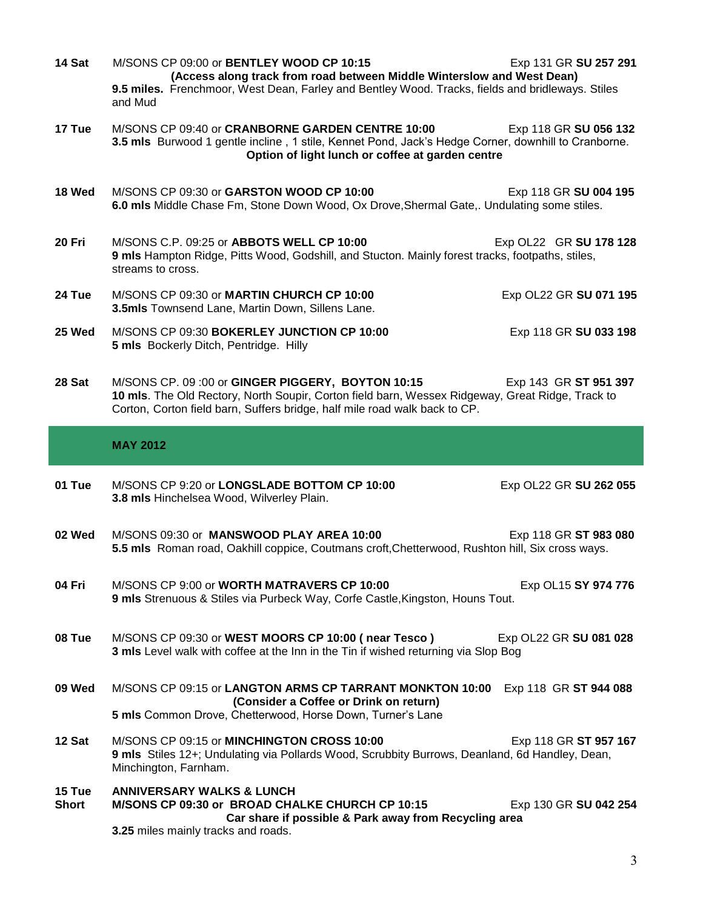**14 Sat** M/SONS CP 09:00 or **BENTLEY WOOD CP 10:15** Exp 131 GR **SU 257 291**
**(Access along track from road between Middle Winterslow and West Dean)**
**9.5 miles.** Frenchmoor, West Dean, Farley and Bentley Wood. Tracks, fields and bridleways. Stiles and Mud

**17 Tue** M/SONS CP 09:40 or **CRANBORNE GARDEN CENTRE 10:00** Exp 118 GR **SU 056 132**
**3.5 mls** Burwood 1 gentle incline , 1 stile, Kennet Pond, Jack's Hedge Corner, downhill to Cranborne.
**Option of light lunch or coffee at garden centre**

**18 Wed** M/SONS CP 09:30 or **GARSTON WOOD CP 10:00** Exp 118 GR **SU 004 195**
**6.0 mls** Middle Chase Fm, Stone Down Wood, Ox Drove,Shermal Gate,. Undulating some stiles.

**20 Fri** M/SONS C.P. 09:25 or **ABBOTS WELL CP 10:00** Exp OL22 GR **SU 178 128**
**9 mls** Hampton Ridge, Pitts Wood, Godshill, and Stucton. Mainly forest tracks, footpaths, stiles, streams to cross.

**24 Tue** M/SONS CP 09:30 or **MARTIN CHURCH CP 10:00** Exp OL22 GR **SU 071 195**
**3.5mls** Townsend Lane, Martin Down, Sillens Lane.

**25 Wed** M/SONS CP 09:30 **BOKERLEY JUNCTION CP 10:00** Exp 118 GR **SU 033 198**
**5 mls** Bockerly Ditch, Pentridge. Hilly

**28 Sat** M/SONS CP. 09 :00 or **GINGER PIGGERY, BOYTON 10:15** Exp 143 GR **ST 951 397**
**10 mls**. The Old Rectory, North Soupir, Corton field barn, Wessex Ridgeway, Great Ridge, Track to Corton, Corton field barn, Suffers bridge, half mile road walk back to CP.

## MAY 2012

**01 Tue** M/SONS CP 9:20 or **LONGSLADE BOTTOM CP 10:00** Exp OL22 GR **SU 262 055**
**3.8 mls** Hinchelsea Wood, Wilverley Plain.

**02 Wed** M/SONS 09:30 or **MANSWOOD PLAY AREA 10:00** Exp 118 GR **ST 983 080**
**5.5 mls** Roman road, Oakhill coppice, Coutmans croft,Chetterwood, Rushton hill, Six cross ways.

**04 Fri** M/SONS CP 9:00 or **WORTH MATRAVERS CP 10:00** Exp OL15 **SY 974 776**
**9 mls** Strenuous & Stiles via Purbeck Way, Corfe Castle,Kingston, Houns Tout.

**08 Tue** M/SONS CP 09:30 or **WEST MOORS CP 10:00 ( near Tesco )** Exp OL22 GR **SU 081 028**
**3 mls** Level walk with coffee at the Inn in the Tin if wished returning via Slop Bog

**09 Wed** M/SONS CP 09:15 or **LANGTON ARMS CP TARRANT MONKTON 10:00** Exp 118 GR **ST 944 088**
**(Consider a Coffee or Drink on return)**
**5 mls** Common Drove, Chetterwood, Horse Down, Turner's Lane

**12 Sat** M/SONS CP 09:15 or **MINCHINGTON CROSS 10:00** Exp 118 GR **ST 957 167**
**9 mls** Stiles 12+; Undulating via Pollards Wood, Scrubbity Burrows, Deanland, 6d Handley, Dean, Minchington, Farnham.

**15 Tue Short** **ANNIVERSARY WALKS & LUNCH**
**M/SONS CP 09:30 or BROAD CHALKE CHURCH CP 10:15** Exp 130 GR **SU 042 254**
**Car share if possible & Park away from Recycling area**
**3.25** miles mainly tracks and roads.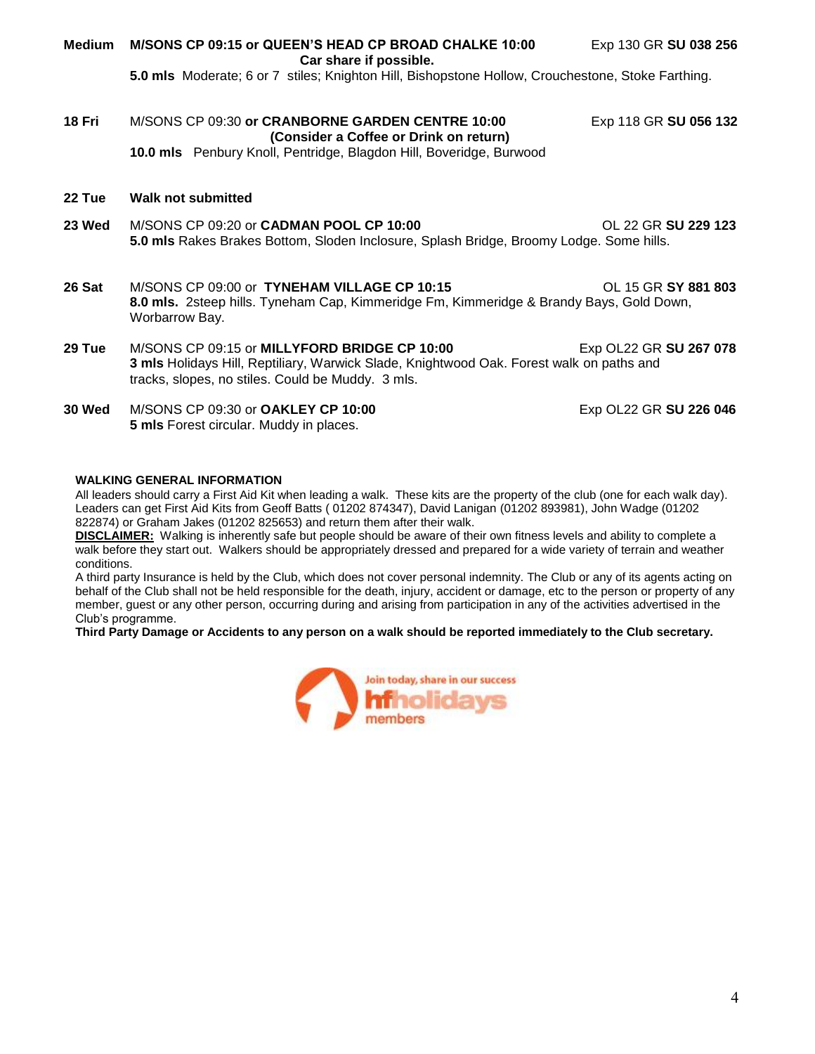**Medium** **M/SONS CP 09:15 or QUEEN'S HEAD CP BROAD CHALKE 10:00** Exp 130 GR **SU 038 256**
**Car share if possible.**
**5.0 mls** Moderate; 6 or 7 stiles; Knighton Hill, Bishopstone Hollow, Crouchestone, Stoke Farthing.

**18 Fri** M/SONS CP 09:30 **or CRANBORNE GARDEN CENTRE 10:00** Exp 118 GR **SU 056 132**
**(Consider a Coffee or Drink on return)**
**10.0 mls** Penbury Knoll, Pentridge, Blagdon Hill, Boveridge, Burwood

**22 Tue** **Walk not submitted**

**23 Wed** M/SONS CP 09:20 or **CADMAN POOL CP 10:00** OL 22 GR **SU 229 123**
**5.0 mls** Rakes Brakes Bottom, Sloden Inclosure, Splash Bridge, Broomy Lodge. Some hills.

**26 Sat** M/SONS CP 09:00 or **TYNEHAM VILLAGE CP 10:15** OL 15 GR **SY 881 803**
**8.0 mls.** 2steep hills. Tyneham Cap, Kimmeridge Fm, Kimmeridge & Brandy Bays, Gold Down, Worbarrow Bay.

**29 Tue** M/SONS CP 09:15 or **MILLYFORD BRIDGE CP 10:00** Exp OL22 GR **SU 267 078**
**3 mls** Holidays Hill, Reptiliary, Warwick Slade, Knightwood Oak. Forest walk on paths and tracks, slopes, no stiles. Could be Muddy. 3 mls.

**30 Wed** M/SONS CP 09:30 or **OAKLEY CP 10:00** Exp OL22 GR **SU 226 046**
**5 mls** Forest circular. Muddy in places.

**WALKING GENERAL INFORMATION**

All leaders should carry a First Aid Kit when leading a walk. These kits are the property of the club (one for each walk day). Leaders can get First Aid Kits from Geoff Batts ( 01202 874347), David Lanigan (01202 893981), John Wadge (01202 822874) or Graham Jakes (01202 825653) and return them after their walk.

**DISCLAIMER:** Walking is inherently safe but people should be aware of their own fitness levels and ability to complete a walk before they start out. Walkers should be appropriately dressed and prepared for a wide variety of terrain and weather conditions.

A third party Insurance is held by the Club, which does not cover personal indemnity. The Club or any of its agents acting on behalf of the Club shall not be held responsible for the death, injury, accident or damage, etc to the person or property of any member, guest or any other person, occurring during and arising from participation in any of the activities advertised in the Club's programme.

**Third Party Damage or Accidents to any person on a walk should be reported immediately to the Club secretary.**

Join today, share in our success
hfholidays
members